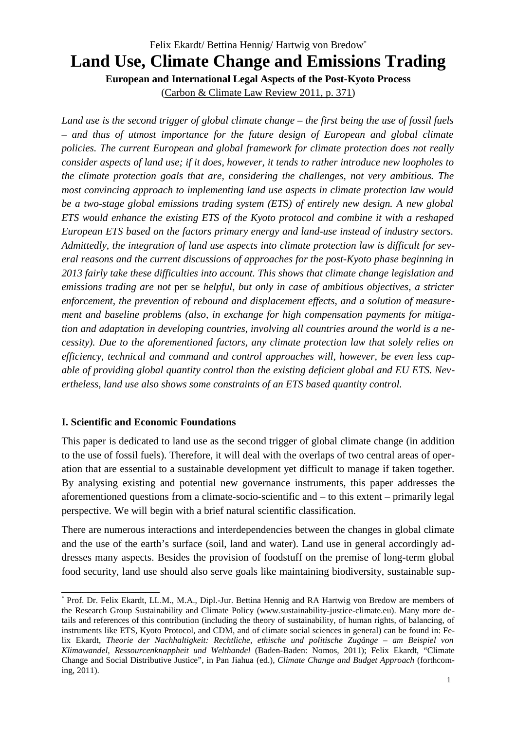Felix Ekardt/ Bettina Hennig/ Hartwig von Bredow[*]

# Land Use, Climate Change and Emissions Trading

**European and International Legal Aspects of the Post-Kyoto Process**

(Carbon & Climate Law Review 2011, p. 371)

*Land use is the second trigger of global climate change – the first being the use of fossil fuels – and thus of utmost importance for the future design of European and global climate policies. The current European and global framework for climate protection does not really consider aspects of land use; if it does, however, it tends to rather introduce new loopholes to the climate protection goals that are, considering the challenges, not very ambitious. The most convincing approach to implementing land use aspects in climate protection law would be a two-stage global emissions trading system (ETS) of entirely new design. A new global ETS would enhance the existing ETS of the Kyoto protocol and combine it with a reshaped European ETS based on the factors primary energy and land-use instead of industry sectors. Admittedly, the integration of land use aspects into climate protection law is difficult for several reasons and the current discussions of approaches for the post-Kyoto phase beginning in 2013 fairly take these difficulties into account. This shows that climate change legislation and emissions trading are not* per se *helpful, but only in case of ambitious objectives, a stricter enforcement, the prevention of rebound and displacement effects, and a solution of measurement and baseline problems (also, in exchange for high compensation payments for mitigation and adaptation in developing countries, involving all countries around the world is a necessity). Due to the aforementioned factors, any climate protection law that solely relies on efficiency, technical and command and control approaches will, however, be even less capable of providing global quantity control than the existing deficient global and EU ETS. Nevertheless, land use also shows some constraints of an ETS based quantity control.*

## I. Scientific and Economic Foundations

This paper is dedicated to land use as the second trigger of global climate change (in addition to the use of fossil fuels). Therefore, it will deal with the overlaps of two central areas of operation that are essential to a sustainable development yet difficult to manage if taken together. By analysing existing and potential new governance instruments, this paper addresses the aforementioned questions from a climate-socio-scientific and – to this extent – primarily legal perspective. We will begin with a brief natural scientific classification.

There are numerous interactions and interdependencies between the changes in global climate and the use of the earth's surface (soil, land and water). Land use in general accordingly addresses many aspects. Besides the provision of foodstuff on the premise of long-term global food security, land use should also serve goals like maintaining biodiversity, sustainable sup-

---

[*] Prof. Dr. Felix Ekardt, LL.M., M.A., Dipl.-Jur. Bettina Hennig and RA Hartwig von Bredow are members of the Research Group Sustainability and Climate Policy (www.sustainability-justice-climate.eu). Many more details and references of this contribution (including the theory of sustainability, of human rights, of balancing, of instruments like ETS, Kyoto Protocol, and CDM, and of climate social sciences in general) can be found in: Felix Ekardt, *Theorie der Nachhaltigkeit: Rechtliche, ethische und politische Zugänge – am Beispiel von Klimawandel, Ressourcenknappheit und Welthandel* (Baden-Baden: Nomos, 2011); Felix Ekardt, "Climate Change and Social Distributive Justice", in Pan Jiahua (ed.), *Climate Change and Budget Approach* (forthcoming, 2011).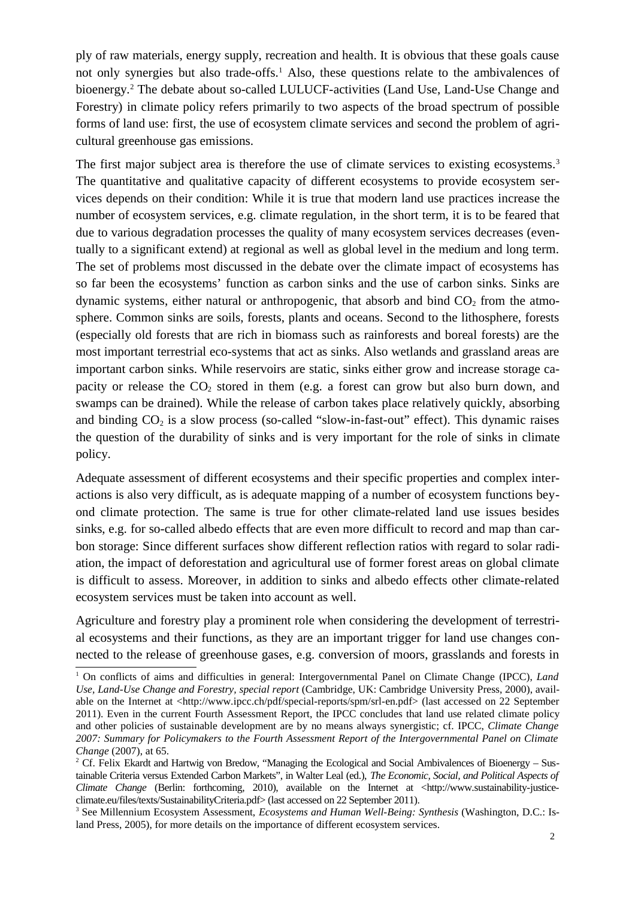ply of raw materials, energy supply, recreation and health. It is obvious that these goals cause not only synergies but also trade-offs.[1] Also, these questions relate to the ambivalences of bioenergy.[2] The debate about so-called LULUCF-activities (Land Use, Land-Use Change and Forestry) in climate policy refers primarily to two aspects of the broad spectrum of possible forms of land use: first, the use of ecosystem climate services and second the problem of agricultural greenhouse gas emissions.

The first major subject area is therefore the use of climate services to existing ecosystems.[3] The quantitative and qualitative capacity of different ecosystems to provide ecosystem services depends on their condition: While it is true that modern land use practices increase the number of ecosystem services, e.g. climate regulation, in the short term, it is to be feared that due to various degradation processes the quality of many ecosystem services decreases (eventually to a significant extend) at regional as well as global level in the medium and long term. The set of problems most discussed in the debate over the climate impact of ecosystems has so far been the ecosystems' function as carbon sinks and the use of carbon sinks. Sinks are dynamic systems, either natural or anthropogenic, that absorb and bind $CO_2$ from the atmosphere. Common sinks are soils, forests, plants and oceans. Second to the lithosphere, forests (especially old forests that are rich in biomass such as rainforests and boreal forests) are the most important terrestrial eco-systems that act as sinks. Also wetlands and grassland areas are important carbon sinks. While reservoirs are static, sinks either grow and increase storage capacity or release the $CO_2$ stored in them (e.g. a forest can grow but also burn down, and swamps can be drained). While the release of carbon takes place relatively quickly, absorbing and binding $CO_2$ is a slow process (so-called "slow-in-fast-out" effect). This dynamic raises the question of the durability of sinks and is very important for the role of sinks in climate policy.

Adequate assessment of different ecosystems and their specific properties and complex interactions is also very difficult, as is adequate mapping of a number of ecosystem functions beyond climate protection. The same is true for other climate-related land use issues besides sinks, e.g. for so-called albedo effects that are even more difficult to record and map than carbon storage: Since different surfaces show different reflection ratios with regard to solar radiation, the impact of deforestation and agricultural use of former forest areas on global climate is difficult to assess. Moreover, in addition to sinks and albedo effects other climate-related ecosystem services must be taken into account as well.

Agriculture and forestry play a prominent role when considering the development of terrestrial ecosystems and their functions, as they are an important trigger for land use changes connected to the release of greenhouse gases, e.g. conversion of moors, grasslands and forests in

---

[1] On conflicts of aims and difficulties in general: Intergovernmental Panel on Climate Change (IPCC), *Land Use, Land-Use Change and Forestry, special report* (Cambridge, UK: Cambridge University Press, 2000), available on the Internet at <http://www.ipcc.ch/pdf/special-reports/spm/srl-en.pdf> (last accessed on 22 September 2011). Even in the current Fourth Assessment Report, the IPCC concludes that land use related climate policy and other policies of sustainable development are by no means always synergistic; cf. IPCC, *Climate Change 2007: Summary for Policymakers to the Fourth Assessment Report of the Intergovernmental Panel on Climate Change* (2007), at 65.

[2] Cf. Felix Ekardt and Hartwig von Bredow, "Managing the Ecological and Social Ambivalences of Bioenergy – Sustainable Criteria versus Extended Carbon Markets", in Walter Leal (ed.), *The Economic, Social, and Political Aspects of Climate Change* (Berlin: forthcoming, 2010), available on the Internet at <http://www.sustainability-justice-climate.eu/files/texts/SustainabilityCriteria.pdf> (last accessed on 22 September 2011).

[3] See Millennium Ecosystem Assessment, *Ecosystems and Human Well-Being: Synthesis* (Washington, D.C.: Island Press, 2005), for more details on the importance of different ecosystem services.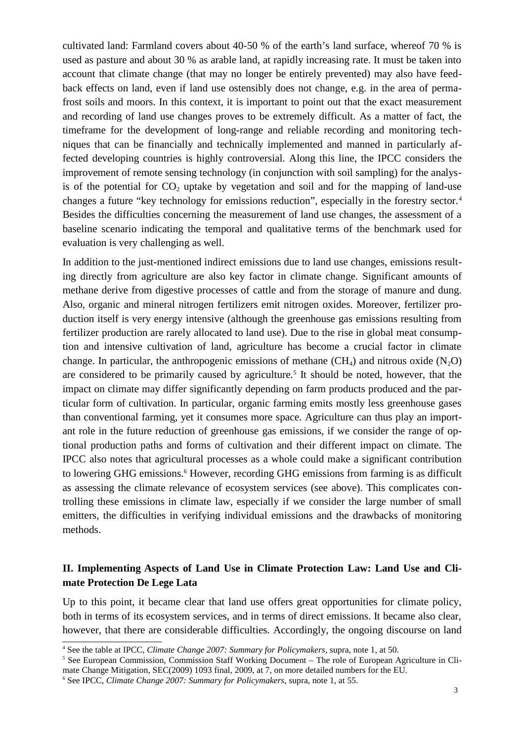cultivated land: Farmland covers about 40-50 % of the earth's land surface, whereof 70 % is used as pasture and about 30 % as arable land, at rapidly increasing rate. It must be taken into account that climate change (that may no longer be entirely prevented) may also have feedback effects on land, even if land use ostensibly does not change, e.g. in the area of permafrost soils and moors. In this context, it is important to point out that the exact measurement and recording of land use changes proves to be extremely difficult. As a matter of fact, the timeframe for the development of long-range and reliable recording and monitoring techniques that can be financially and technically implemented and manned in particularly affected developing countries is highly controversial. Along this line, the IPCC considers the improvement of remote sensing technology (in conjunction with soil sampling) for the analysis of the potential for $CO_2$ uptake by vegetation and soil and for the mapping of land-use changes a future "key technology for emissions reduction", especially in the forestry sector.[4] Besides the difficulties concerning the measurement of land use changes, the assessment of a baseline scenario indicating the temporal and qualitative terms of the benchmark used for evaluation is very challenging as well.

In addition to the just-mentioned indirect emissions due to land use changes, emissions resulting directly from agriculture are also key factor in climate change. Significant amounts of methane derive from digestive processes of cattle and from the storage of manure and dung. Also, organic and mineral nitrogen fertilizers emit nitrogen oxides. Moreover, fertilizer production itself is very energy intensive (although the greenhouse gas emissions resulting from fertilizer production are rarely allocated to land use). Due to the rise in global meat consumption and intensive cultivation of land, agriculture has become a crucial factor in climate change. In particular, the anthropogenic emissions of methane ($CH_4$) and nitrous oxide ($N_2O$) are considered to be primarily caused by agriculture.[5] It should be noted, however, that the impact on climate may differ significantly depending on farm products produced and the particular form of cultivation. In particular, organic farming emits mostly less greenhouse gases than conventional farming, yet it consumes more space. Agriculture can thus play an important role in the future reduction of greenhouse gas emissions, if we consider the range of optional production paths and forms of cultivation and their different impact on climate. The IPCC also notes that agricultural processes as a whole could make a significant contribution to lowering GHG emissions.[6] However, recording GHG emissions from farming is as difficult as assessing the climate relevance of ecosystem services (see above). This complicates controlling these emissions in climate law, especially if we consider the large number of small emitters, the difficulties in verifying individual emissions and the drawbacks of monitoring methods.

## II. Implementing Aspects of Land Use in Climate Protection Law: Land Use and Climate Protection De Lege Lata

Up to this point, it became clear that land use offers great opportunities for climate policy, both in terms of its ecosystem services, and in terms of direct emissions. It became also clear, however, that there are considerable difficulties. Accordingly, the ongoing discourse on land

---

[4] See the table at IPCC, *Climate Change 2007: Summary for Policymakers*, supra, note 1, at 50.

[5] See European Commission, Commission Staff Working Document – The role of European Agriculture in Climate Change Mitigation, SEC(2009) 1093 final, 2009, at 7, on more detailed numbers for the EU.

[6] See IPCC, *Climate Change 2007: Summary for Policymakers*, supra, note 1, at 55.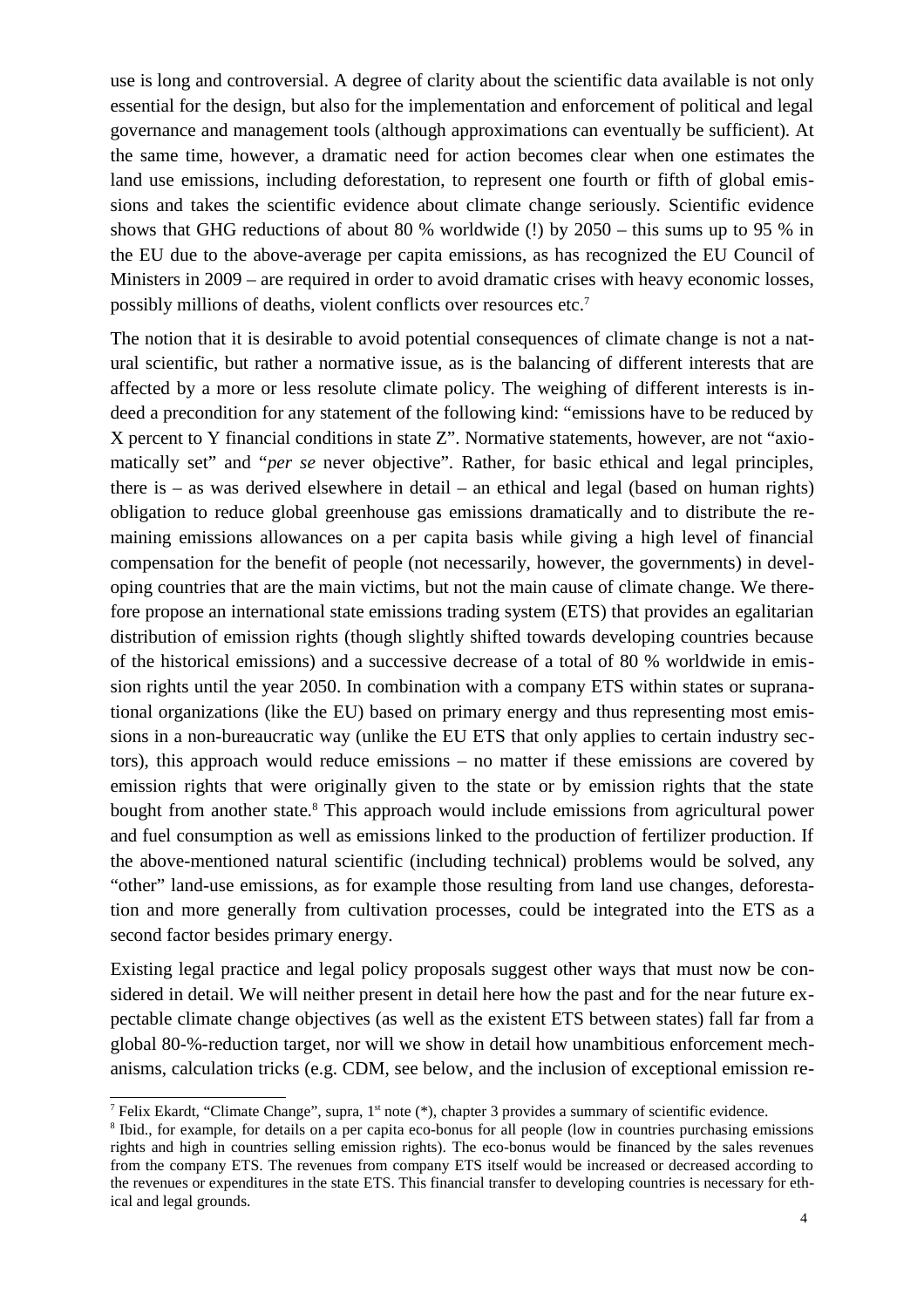use is long and controversial. A degree of clarity about the scientific data available is not only essential for the design, but also for the implementation and enforcement of political and legal governance and management tools (although approximations can eventually be sufficient). At the same time, however, a dramatic need for action becomes clear when one estimates the land use emissions, including deforestation, to represent one fourth or fifth of global emissions and takes the scientific evidence about climate change seriously. Scientific evidence shows that GHG reductions of about 80 % worldwide (!) by 2050 – this sums up to 95 % in the EU due to the above-average per capita emissions, as has recognized the EU Council of Ministers in 2009 – are required in order to avoid dramatic crises with heavy economic losses, possibly millions of deaths, violent conflicts over resources etc.[7]

The notion that it is desirable to avoid potential consequences of climate change is not a natural scientific, but rather a normative issue, as is the balancing of different interests that are affected by a more or less resolute climate policy. The weighing of different interests is indeed a precondition for any statement of the following kind: "emissions have to be reduced by X percent to Y financial conditions in state Z". Normative statements, however, are not "axiomatically set" and "*per se* never objective". Rather, for basic ethical and legal principles, there is – as was derived elsewhere in detail – an ethical and legal (based on human rights) obligation to reduce global greenhouse gas emissions dramatically and to distribute the remaining emissions allowances on a per capita basis while giving a high level of financial compensation for the benefit of people (not necessarily, however, the governments) in developing countries that are the main victims, but not the main cause of climate change. We therefore propose an international state emissions trading system (ETS) that provides an egalitarian distribution of emission rights (though slightly shifted towards developing countries because of the historical emissions) and a successive decrease of a total of 80 % worldwide in emission rights until the year 2050. In combination with a company ETS within states or supranational organizations (like the EU) based on primary energy and thus representing most emissions in a non-bureaucratic way (unlike the EU ETS that only applies to certain industry sectors), this approach would reduce emissions – no matter if these emissions are covered by emission rights that were originally given to the state or by emission rights that the state bought from another state.[8] This approach would include emissions from agricultural power and fuel consumption as well as emissions linked to the production of fertilizer production. If the above-mentioned natural scientific (including technical) problems would be solved, any "other" land-use emissions, as for example those resulting from land use changes, deforestation and more generally from cultivation processes, could be integrated into the ETS as a second factor besides primary energy.

Existing legal practice and legal policy proposals suggest other ways that must now be considered in detail. We will neither present in detail here how the past and for the near future expectable climate change objectives (as well as the existent ETS between states) fall far from a global 80-%-reduction target, nor will we show in detail how unambitious enforcement mechanisms, calculation tricks (e.g. CDM, see below, and the inclusion of exceptional emission re-

---

[7] Felix Ekardt, "Climate Change", supra, 1st note (*), chapter 3 provides a summary of scientific evidence.

[8] Ibid., for example, for details on a per capita eco-bonus for all people (low in countries purchasing emissions rights and high in countries selling emission rights). The eco-bonus would be financed by the sales revenues from the company ETS. The revenues from company ETS itself would be increased or decreased according to the revenues or expenditures in the state ETS. This financial transfer to developing countries is necessary for ethical and legal grounds.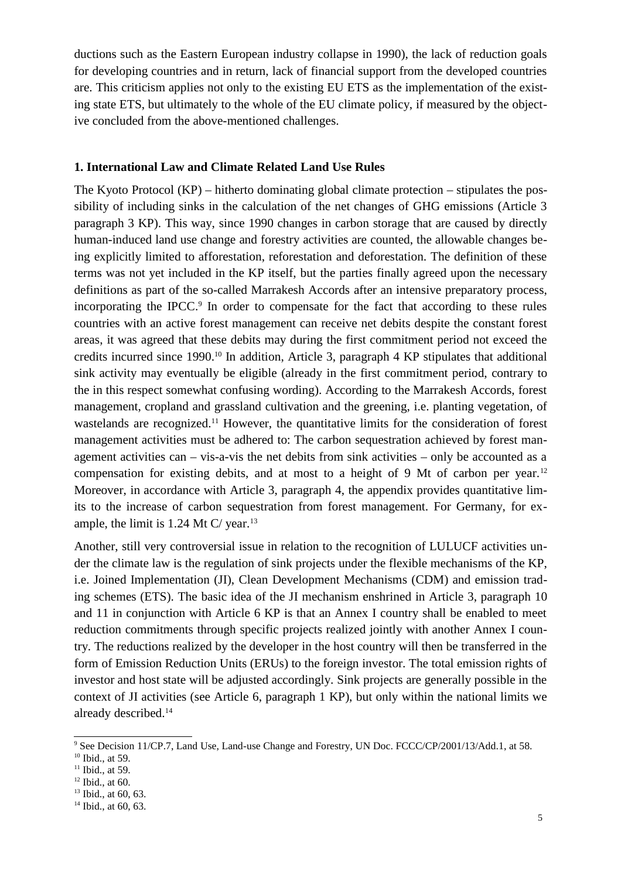ductions such as the Eastern European industry collapse in 1990), the lack of reduction goals for developing countries and in return, lack of financial support from the developed countries are. This criticism applies not only to the existing EU ETS as the implementation of the existing state ETS, but ultimately to the whole of the EU climate policy, if measured by the objective concluded from the above-mentioned challenges.

## 1. International Law and Climate Related Land Use Rules

The Kyoto Protocol (KP) – hitherto dominating global climate protection – stipulates the possibility of including sinks in the calculation of the net changes of GHG emissions (Article 3 paragraph 3 KP). This way, since 1990 changes in carbon storage that are caused by directly human-induced land use change and forestry activities are counted, the allowable changes being explicitly limited to afforestation, reforestation and deforestation. The definition of these terms was not yet included in the KP itself, but the parties finally agreed upon the necessary definitions as part of the so-called Marrakesh Accords after an intensive preparatory process, incorporating the IPCC.[9] In order to compensate for the fact that according to these rules countries with an active forest management can receive net debits despite the constant forest areas, it was agreed that these debits may during the first commitment period not exceed the credits incurred since 1990.[10] In addition, Article 3, paragraph 4 KP stipulates that additional sink activity may eventually be eligible (already in the first commitment period, contrary to the in this respect somewhat confusing wording). According to the Marrakesh Accords, forest management, cropland and grassland cultivation and the greening, i.e. planting vegetation, of wastelands are recognized.[11] However, the quantitative limits for the consideration of forest management activities must be adhered to: The carbon sequestration achieved by forest management activities can – vis-a-vis the net debits from sink activities – only be accounted as a compensation for existing debits, and at most to a height of 9 Mt of carbon per year.[12] Moreover, in accordance with Article 3, paragraph 4, the appendix provides quantitative limits to the increase of carbon sequestration from forest management. For Germany, for example, the limit is 1.24 Mt C/ year.[13]

Another, still very controversial issue in relation to the recognition of LULUCF activities under the climate law is the regulation of sink projects under the flexible mechanisms of the KP, i.e. Joined Implementation (JI), Clean Development Mechanisms (CDM) and emission trading schemes (ETS). The basic idea of the JI mechanism enshrined in Article 3, paragraph 10 and 11 in conjunction with Article 6 KP is that an Annex I country shall be enabled to meet reduction commitments through specific projects realized jointly with another Annex I country. The reductions realized by the developer in the host country will then be transferred in the form of Emission Reduction Units (ERUs) to the foreign investor. The total emission rights of investor and host state will be adjusted accordingly. Sink projects are generally possible in the context of JI activities (see Article 6, paragraph 1 KP), but only within the national limits we already described.[14]

[9] See Decision 11/CP.7, Land Use, Land-use Change and Forestry, UN Doc. FCCC/CP/2001/13/Add.1, at 58.
[10] Ibid., at 59.
[11] Ibid., at 59.
[12] Ibid., at 60.
[13] Ibid., at 60, 63.
[14] Ibid., at 60, 63.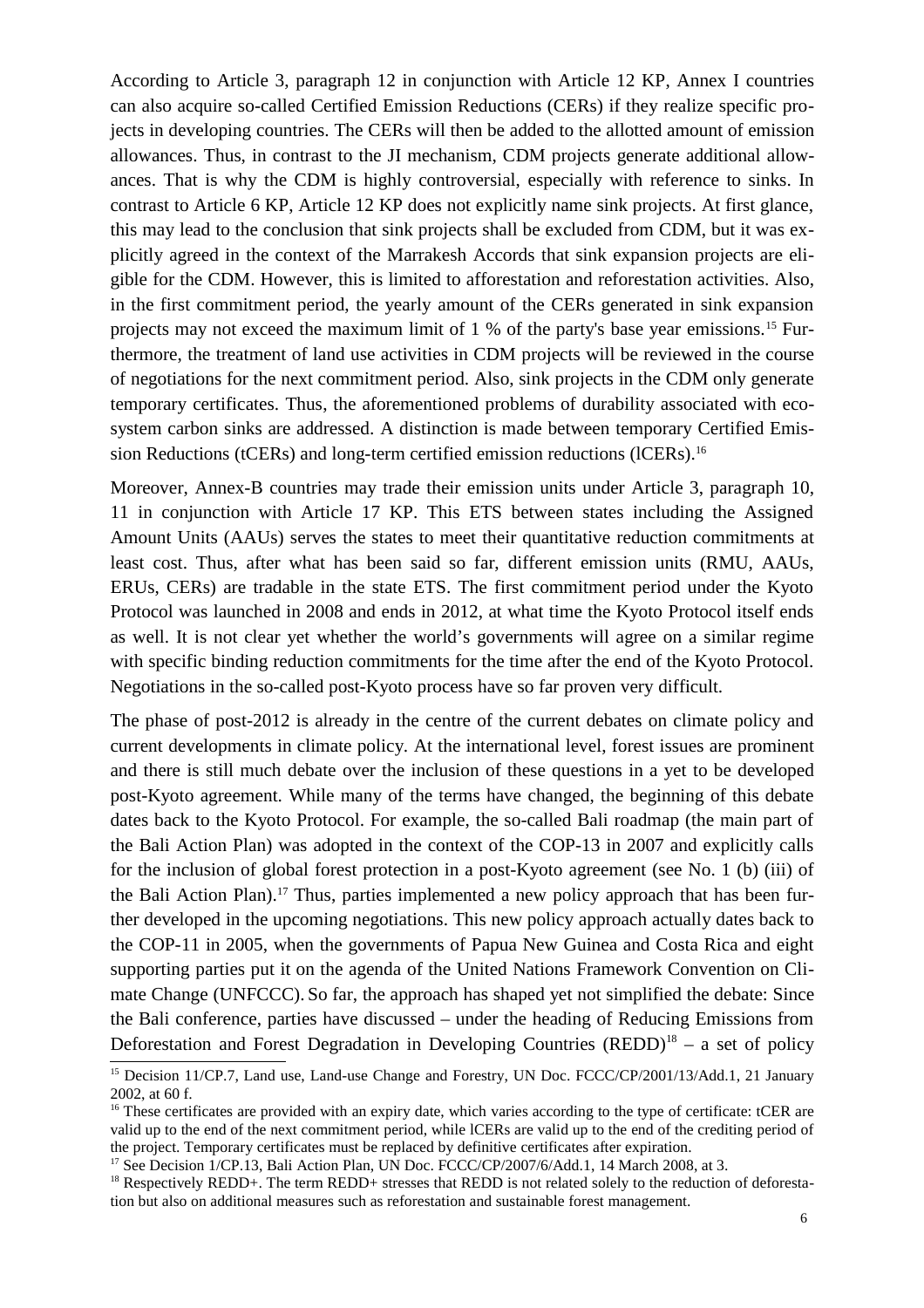According to Article 3, paragraph 12 in conjunction with Article 12 KP, Annex I countries can also acquire so-called Certified Emission Reductions (CERs) if they realize specific projects in developing countries. The CERs will then be added to the allotted amount of emission allowances. Thus, in contrast to the JI mechanism, CDM projects generate additional allowances. That is why the CDM is highly controversial, especially with reference to sinks. In contrast to Article 6 KP, Article 12 KP does not explicitly name sink projects. At first glance, this may lead to the conclusion that sink projects shall be excluded from CDM, but it was explicitly agreed in the context of the Marrakesh Accords that sink expansion projects are eligible for the CDM. However, this is limited to afforestation and reforestation activities. Also, in the first commitment period, the yearly amount of the CERs generated in sink expansion projects may not exceed the maximum limit of 1 % of the party's base year emissions.[15] Furthermore, the treatment of land use activities in CDM projects will be reviewed in the course of negotiations for the next commitment period. Also, sink projects in the CDM only generate temporary certificates. Thus, the aforementioned problems of durability associated with ecosystem carbon sinks are addressed. A distinction is made between temporary Certified Emission Reductions (tCERs) and long-term certified emission reductions (lCERs).[16]

Moreover, Annex-B countries may trade their emission units under Article 3, paragraph 10, 11 in conjunction with Article 17 KP. This ETS between states including the Assigned Amount Units (AAUs) serves the states to meet their quantitative reduction commitments at least cost. Thus, after what has been said so far, different emission units (RMU, AAUs, ERUs, CERs) are tradable in the state ETS. The first commitment period under the Kyoto Protocol was launched in 2008 and ends in 2012, at what time the Kyoto Protocol itself ends as well. It is not clear yet whether the world's governments will agree on a similar regime with specific binding reduction commitments for the time after the end of the Kyoto Protocol. Negotiations in the so-called post-Kyoto process have so far proven very difficult.

The phase of post-2012 is already in the centre of the current debates on climate policy and current developments in climate policy. At the international level, forest issues are prominent and there is still much debate over the inclusion of these questions in a yet to be developed post-Kyoto agreement. While many of the terms have changed, the beginning of this debate dates back to the Kyoto Protocol. For example, the so-called Bali roadmap (the main part of the Bali Action Plan) was adopted in the context of the COP-13 in 2007 and explicitly calls for the inclusion of global forest protection in a post-Kyoto agreement (see No. 1 (b) (iii) of the Bali Action Plan).[17] Thus, parties implemented a new policy approach that has been further developed in the upcoming negotiations. This new policy approach actually dates back to the COP-11 in 2005, when the governments of Papua New Guinea and Costa Rica and eight supporting parties put it on the agenda of the United Nations Framework Convention on Climate Change (UNFCCC). So far, the approach has shaped yet not simplified the debate: Since the Bali conference, parties have discussed – under the heading of Reducing Emissions from Deforestation and Forest Degradation in Developing Countries (REDD)[18] – a set of policy

---

[15] Decision 11/CP.7, Land use, Land-use Change and Forestry, UN Doc. FCCC/CP/2001/13/Add.1, 21 January 2002, at 60 f.

[16] These certificates are provided with an expiry date, which varies according to the type of certificate: tCER are valid up to the end of the next commitment period, while lCERs are valid up to the end of the crediting period of the project. Temporary certificates must be replaced by definitive certificates after expiration.

[17] See Decision 1/CP.13, Bali Action Plan, UN Doc. FCCC/CP/2007/6/Add.1, 14 March 2008, at 3.

[18] Respectively REDD+. The term REDD+ stresses that REDD is not related solely to the reduction of deforestation but also on additional measures such as reforestation and sustainable forest management.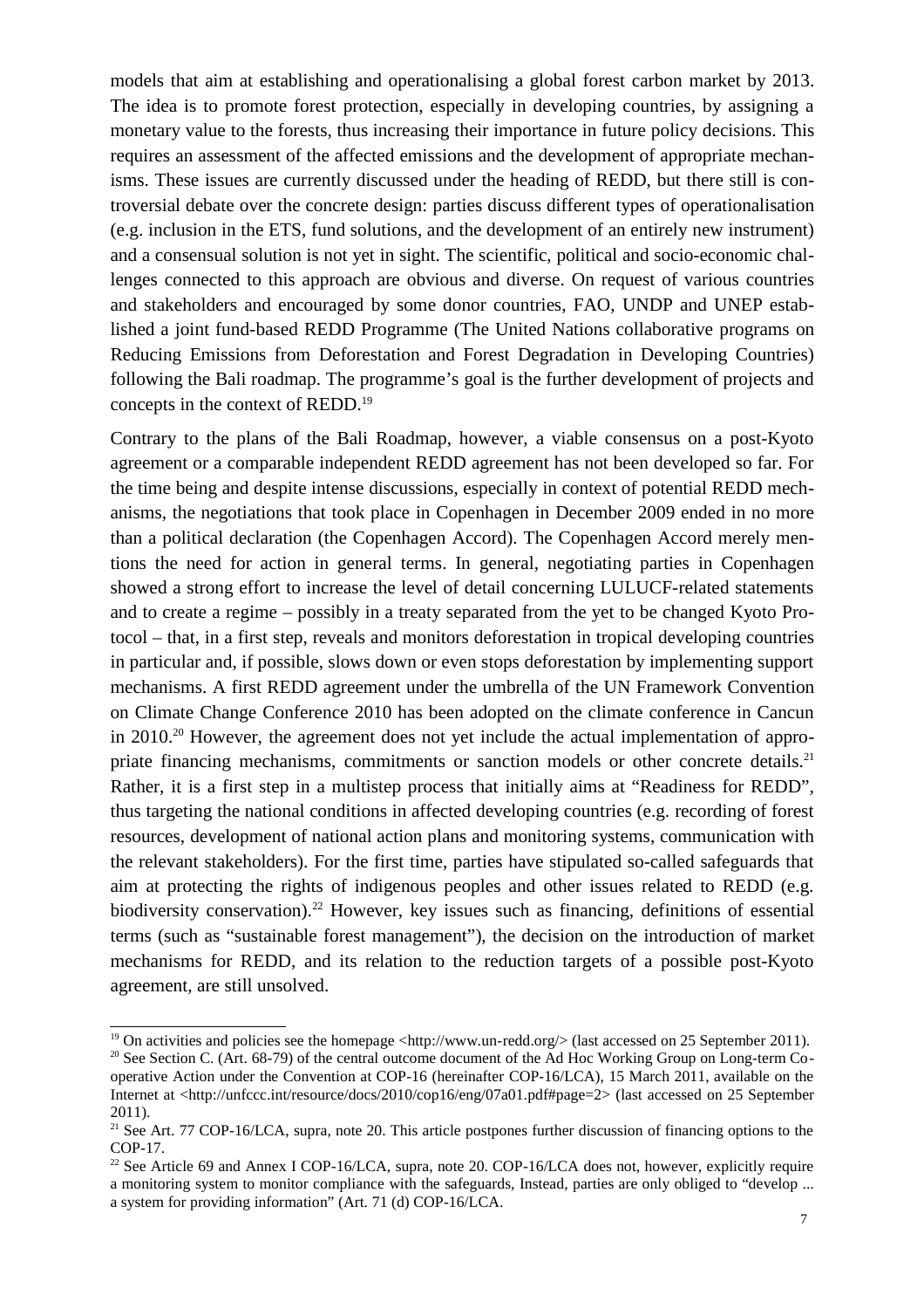models that aim at establishing and operationalising a global forest carbon market by 2013. The idea is to promote forest protection, especially in developing countries, by assigning a monetary value to the forests, thus increasing their importance in future policy decisions. This requires an assessment of the affected emissions and the development of appropriate mechanisms. These issues are currently discussed under the heading of REDD, but there still is controversial debate over the concrete design: parties discuss different types of operationalisation (e.g. inclusion in the ETS, fund solutions, and the development of an entirely new instrument) and a consensual solution is not yet in sight. The scientific, political and socio-economic challenges connected to this approach are obvious and diverse. On request of various countries and stakeholders and encouraged by some donor countries, FAO, UNDP and UNEP established a joint fund-based REDD Programme (The United Nations collaborative programs on Reducing Emissions from Deforestation and Forest Degradation in Developing Countries) following the Bali roadmap. The programme's goal is the further development of projects and concepts in the context of REDD.[19]

Contrary to the plans of the Bali Roadmap, however, a viable consensus on a post-Kyoto agreement or a comparable independent REDD agreement has not been developed so far. For the time being and despite intense discussions, especially in context of potential REDD mechanisms, the negotiations that took place in Copenhagen in December 2009 ended in no more than a political declaration (the Copenhagen Accord). The Copenhagen Accord merely mentions the need for action in general terms. In general, negotiating parties in Copenhagen showed a strong effort to increase the level of detail concerning LULUCF-related statements and to create a regime – possibly in a treaty separated from the yet to be changed Kyoto Protocol – that, in a first step, reveals and monitors deforestation in tropical developing countries in particular and, if possible, slows down or even stops deforestation by implementing support mechanisms. A first REDD agreement under the umbrella of the UN Framework Convention on Climate Change Conference 2010 has been adopted on the climate conference in Cancun in 2010.[20] However, the agreement does not yet include the actual implementation of appropriate financing mechanisms, commitments or sanction models or other concrete details.[21] Rather, it is a first step in a multistep process that initially aims at "Readiness for REDD", thus targeting the national conditions in affected developing countries (e.g. recording of forest resources, development of national action plans and monitoring systems, communication with the relevant stakeholders). For the first time, parties have stipulated so-called safeguards that aim at protecting the rights of indigenous peoples and other issues related to REDD (e.g. biodiversity conservation).[22] However, key issues such as financing, definitions of essential terms (such as "sustainable forest management"), the decision on the introduction of market mechanisms for REDD, and its relation to the reduction targets of a possible post-Kyoto agreement, are still unsolved.

---

[19] On activities and policies see the homepage <http://www.un-redd.org/> (last accessed on 25 September 2011).

[20] See Section C. (Art. 68-79) of the central outcome document of the Ad Hoc Working Group on Long-term Cooperative Action under the Convention at COP-16 (hereinafter COP-16/LCA), 15 March 2011, available on the Internet at <http://unfccc.int/resource/docs/2010/cop16/eng/07a01.pdf#page=2> (last accessed on 25 September 2011).

[21] See Art. 77 COP-16/LCA, supra, note 20. This article postpones further discussion of financing options to the COP-17.

[22] See Article 69 and Annex I COP-16/LCA, supra, note 20. COP-16/LCA does not, however, explicitly require a monitoring system to monitor compliance with the safeguards, Instead, parties are only obliged to "develop ... a system for providing information" (Art. 71 (d) COP-16/LCA.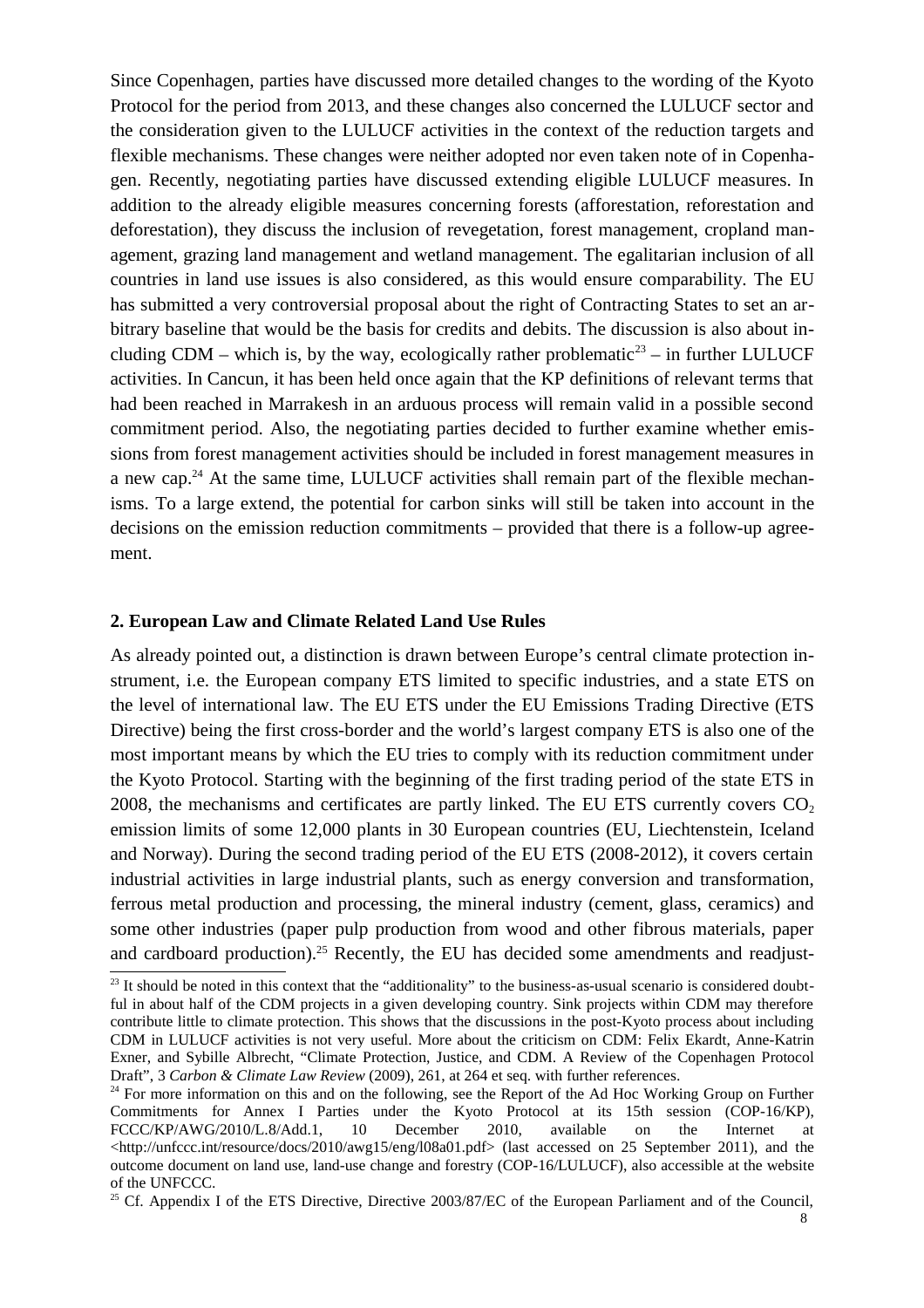Since Copenhagen, parties have discussed more detailed changes to the wording of the Kyoto Protocol for the period from 2013, and these changes also concerned the LULUCF sector and the consideration given to the LULUCF activities in the context of the reduction targets and flexible mechanisms. These changes were neither adopted nor even taken note of in Copenhagen. Recently, negotiating parties have discussed extending eligible LULUCF measures. In addition to the already eligible measures concerning forests (afforestation, reforestation and deforestation), they discuss the inclusion of revegetation, forest management, cropland management, grazing land management and wetland management. The egalitarian inclusion of all countries in land use issues is also considered, as this would ensure comparability. The EU has submitted a very controversial proposal about the right of Contracting States to set an arbitrary baseline that would be the basis for credits and debits. The discussion is also about including CDM – which is, by the way, ecologically rather problematic[23] – in further LULUCF activities. In Cancun, it has been held once again that the KP definitions of relevant terms that had been reached in Marrakesh in an arduous process will remain valid in a possible second commitment period. Also, the negotiating parties decided to further examine whether emissions from forest management activities should be included in forest management measures in a new cap.[24] At the same time, LULUCF activities shall remain part of the flexible mechanisms. To a large extend, the potential for carbon sinks will still be taken into account in the decisions on the emission reduction commitments – provided that there is a follow-up agreement.

## 2. European Law and Climate Related Land Use Rules

As already pointed out, a distinction is drawn between Europe's central climate protection instrument, i.e. the European company ETS limited to specific industries, and a state ETS on the level of international law. The EU ETS under the EU Emissions Trading Directive (ETS Directive) being the first cross-border and the world's largest company ETS is also one of the most important means by which the EU tries to comply with its reduction commitment under the Kyoto Protocol. Starting with the beginning of the first trading period of the state ETS in 2008, the mechanisms and certificates are partly linked. The EU ETS currently covers $CO_2$ emission limits of some 12,000 plants in 30 European countries (EU, Liechtenstein, Iceland and Norway). During the second trading period of the EU ETS (2008-2012), it covers certain industrial activities in large industrial plants, such as energy conversion and transformation, ferrous metal production and processing, the mineral industry (cement, glass, ceramics) and some other industries (paper pulp production from wood and other fibrous materials, paper and cardboard production).[25] Recently, the EU has decided some amendments and readjust-

[23] It should be noted in this context that the "additionality" to the business-as-usual scenario is considered doubtful in about half of the CDM projects in a given developing country. Sink projects within CDM may therefore contribute little to climate protection. This shows that the discussions in the post-Kyoto process about including CDM in LULUCF activities is not very useful. More about the criticism on CDM: Felix Ekardt, Anne-Katrin Exner, and Sybille Albrecht, "Climate Protection, Justice, and CDM. A Review of the Copenhagen Protocol Draft", 3 *Carbon & Climate Law Review* (2009), 261, at 264 et seq. with further references.

[24] For more information on this and on the following, see the Report of the Ad Hoc Working Group on Further Commitments for Annex I Parties under the Kyoto Protocol at its 15th session (COP-16/KP), FCCC/KP/AWG/2010/L.8/Add.1, 10 December 2010, available on the Internet at <http://unfccc.int/resource/docs/2010/awg15/eng/l08a01.pdf> (last accessed on 25 September 2011), and the outcome document on land use, land-use change and forestry (COP-16/LULUCF), also accessible at the website of the UNFCCC.

[25] Cf. Appendix I of the ETS Directive, Directive 2003/87/EC of the European Parliament and of the Council,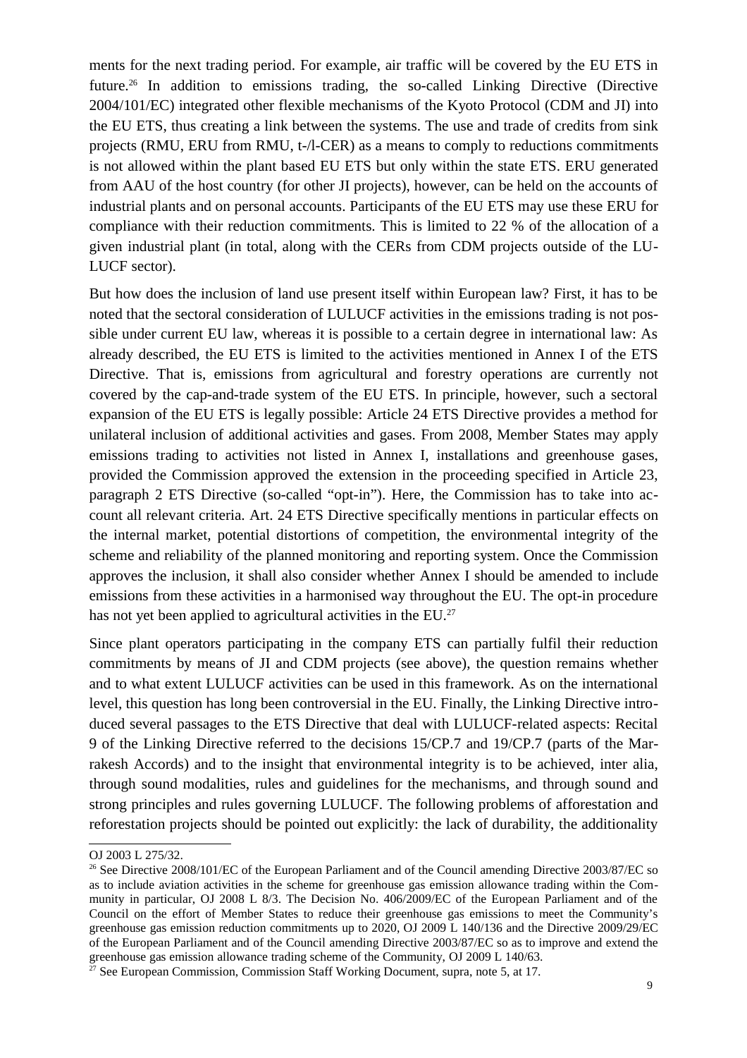ments for the next trading period. For example, air traffic will be covered by the EU ETS in future.[26] In addition to emissions trading, the so-called Linking Directive (Directive 2004/101/EC) integrated other flexible mechanisms of the Kyoto Protocol (CDM and JI) into the EU ETS, thus creating a link between the systems. The use and trade of credits from sink projects (RMU, ERU from RMU, t-/l-CER) as a means to comply to reductions commitments is not allowed within the plant based EU ETS but only within the state ETS. ERU generated from AAU of the host country (for other JI projects), however, can be held on the accounts of industrial plants and on personal accounts. Participants of the EU ETS may use these ERU for compliance with their reduction commitments. This is limited to 22 % of the allocation of a given industrial plant (in total, along with the CERs from CDM projects outside of the LULUCF sector).

But how does the inclusion of land use present itself within European law? First, it has to be noted that the sectoral consideration of LULUCF activities in the emissions trading is not possible under current EU law, whereas it is possible to a certain degree in international law: As already described, the EU ETS is limited to the activities mentioned in Annex I of the ETS Directive. That is, emissions from agricultural and forestry operations are currently not covered by the cap-and-trade system of the EU ETS. In principle, however, such a sectoral expansion of the EU ETS is legally possible: Article 24 ETS Directive provides a method for unilateral inclusion of additional activities and gases. From 2008, Member States may apply emissions trading to activities not listed in Annex I, installations and greenhouse gases, provided the Commission approved the extension in the proceeding specified in Article 23, paragraph 2 ETS Directive (so-called "opt-in"). Here, the Commission has to take into account all relevant criteria. Art. 24 ETS Directive specifically mentions in particular effects on the internal market, potential distortions of competition, the environmental integrity of the scheme and reliability of the planned monitoring and reporting system. Once the Commission approves the inclusion, it shall also consider whether Annex I should be amended to include emissions from these activities in a harmonised way throughout the EU. The opt-in procedure has not yet been applied to agricultural activities in the EU.[27]

Since plant operators participating in the company ETS can partially fulfil their reduction commitments by means of JI and CDM projects (see above), the question remains whether and to what extent LULUCF activities can be used in this framework. As on the international level, this question has long been controversial in the EU. Finally, the Linking Directive introduced several passages to the ETS Directive that deal with LULUCF-related aspects: Recital 9 of the Linking Directive referred to the decisions 15/CP.7 and 19/CP.7 (parts of the Marrakesh Accords) and to the insight that environmental integrity is to be achieved, inter alia, through sound modalities, rules and guidelines for the mechanisms, and through sound and strong principles and rules governing LULUCF. The following problems of afforestation and reforestation projects should be pointed out explicitly: the lack of durability, the additionality

---

OJ 2003 L 275/32.

[26] See Directive 2008/101/EC of the European Parliament and of the Council amending Directive 2003/87/EC so as to include aviation activities in the scheme for greenhouse gas emission allowance trading within the Community in particular, OJ 2008 L 8/3. The Decision No. 406/2009/EC of the European Parliament and of the Council on the effort of Member States to reduce their greenhouse gas emissions to meet the Community's greenhouse gas emission reduction commitments up to 2020, OJ 2009 L 140/136 and the Directive 2009/29/EC of the European Parliament and of the Council amending Directive 2003/87/EC so as to improve and extend the greenhouse gas emission allowance trading scheme of the Community, OJ 2009 L 140/63.

[27] See European Commission, Commission Staff Working Document, supra, note 5, at 17.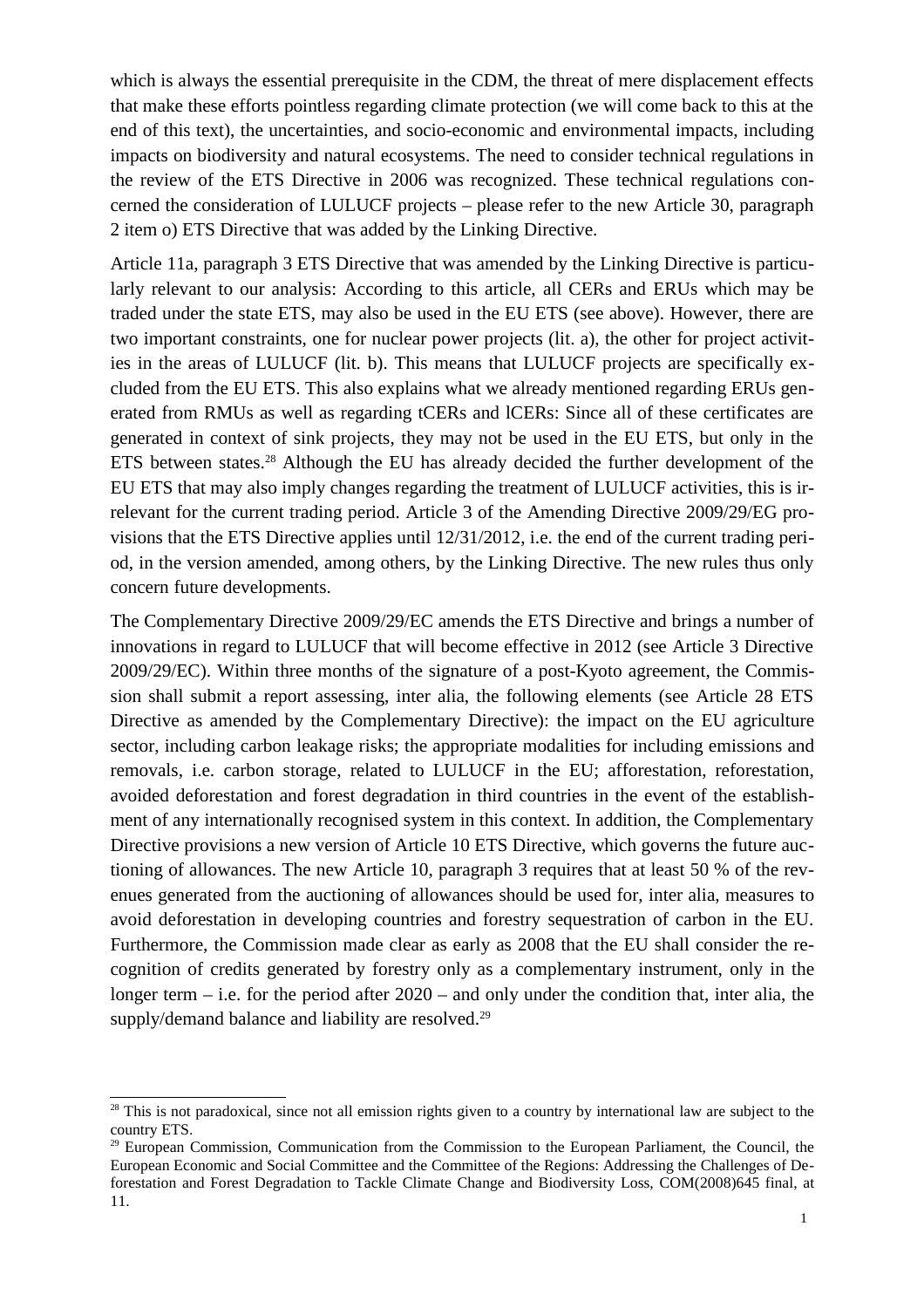which is always the essential prerequisite in the CDM, the threat of mere displacement effects that make these efforts pointless regarding climate protection (we will come back to this at the end of this text), the uncertainties, and socio-economic and environmental impacts, including impacts on biodiversity and natural ecosystems. The need to consider technical regulations in the review of the ETS Directive in 2006 was recognized. These technical regulations concerned the consideration of LULUCF projects – please refer to the new Article 30, paragraph 2 item o) ETS Directive that was added by the Linking Directive.

Article 11a, paragraph 3 ETS Directive that was amended by the Linking Directive is particularly relevant to our analysis: According to this article, all CERs and ERUs which may be traded under the state ETS, may also be used in the EU ETS (see above). However, there are two important constraints, one for nuclear power projects (lit. a), the other for project activities in the areas of LULUCF (lit. b). This means that LULUCF projects are specifically excluded from the EU ETS. This also explains what we already mentioned regarding ERUs generated from RMUs as well as regarding tCERs and lCERs: Since all of these certificates are generated in context of sink projects, they may not be used in the EU ETS, but only in the ETS between states.[28] Although the EU has already decided the further development of the EU ETS that may also imply changes regarding the treatment of LULUCF activities, this is irrelevant for the current trading period. Article 3 of the Amending Directive 2009/29/EG provisions that the ETS Directive applies until 12/31/2012, i.e. the end of the current trading period, in the version amended, among others, by the Linking Directive. The new rules thus only concern future developments.

The Complementary Directive 2009/29/EC amends the ETS Directive and brings a number of innovations in regard to LULUCF that will become effective in 2012 (see Article 3 Directive 2009/29/EC). Within three months of the signature of a post-Kyoto agreement, the Commission shall submit a report assessing, inter alia, the following elements (see Article 28 ETS Directive as amended by the Complementary Directive): the impact on the EU agriculture sector, including carbon leakage risks; the appropriate modalities for including emissions and removals, i.e. carbon storage, related to LULUCF in the EU; afforestation, reforestation, avoided deforestation and forest degradation in third countries in the event of the establishment of any internationally recognised system in this context. In addition, the Complementary Directive provisions a new version of Article 10 ETS Directive, which governs the future auctioning of allowances. The new Article 10, paragraph 3 requires that at least 50 % of the revenues generated from the auctioning of allowances should be used for, inter alia, measures to avoid deforestation in developing countries and forestry sequestration of carbon in the EU. Furthermore, the Commission made clear as early as 2008 that the EU shall consider the recognition of credits generated by forestry only as a complementary instrument, only in the longer term – i.e. for the period after 2020 – and only under the condition that, inter alia, the supply/demand balance and liability are resolved.[29]

---

[28] This is not paradoxical, since not all emission rights given to a country by international law are subject to the country ETS.

[29] European Commission, Communication from the Commission to the European Parliament, the Council, the European Economic and Social Committee and the Committee of the Regions: Addressing the Challenges of Deforestation and Forest Degradation to Tackle Climate Change and Biodiversity Loss, COM(2008)645 final, at 11.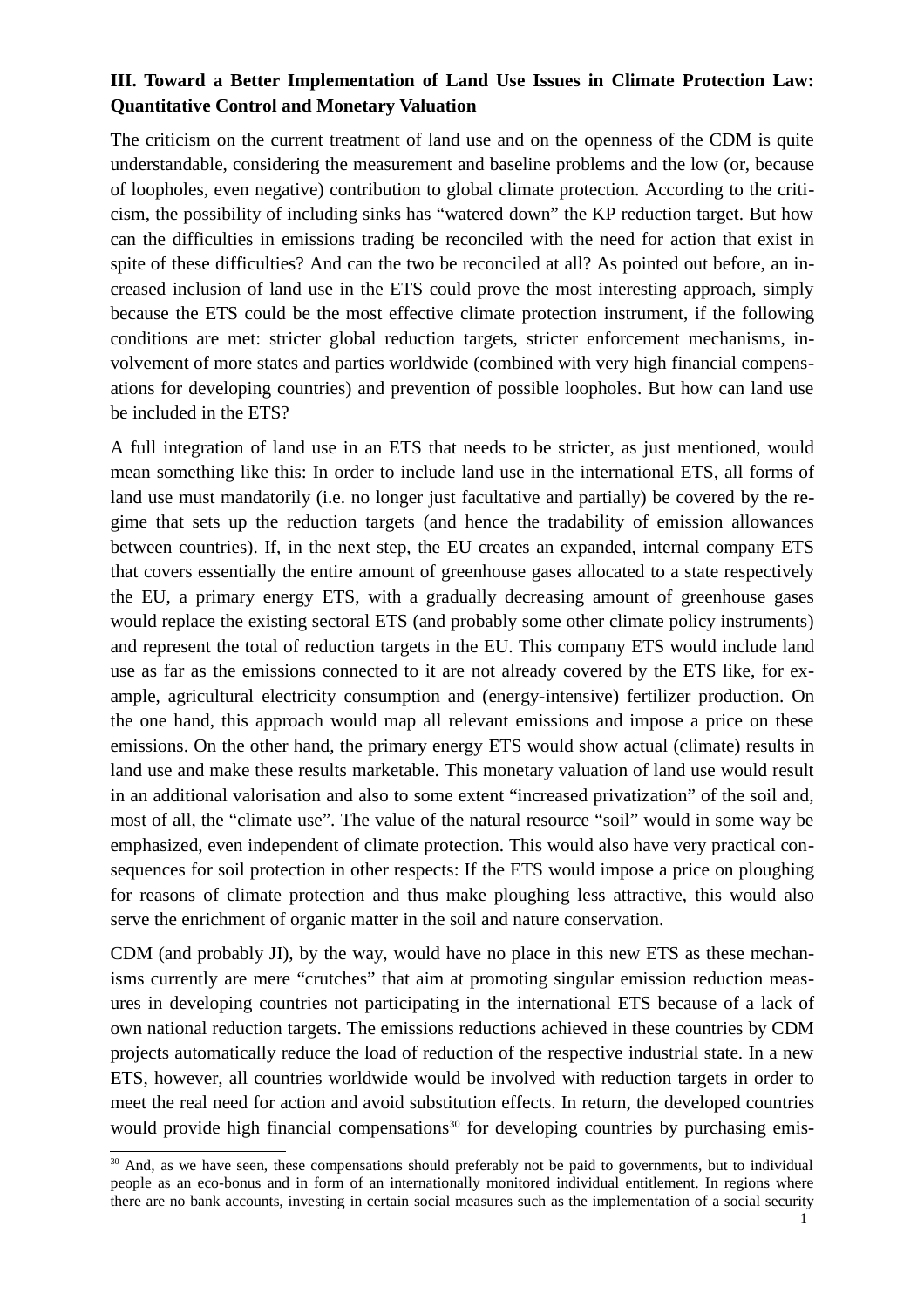**III. Toward a Better Implementation of Land Use Issues in Climate Protection Law: Quantitative Control and Monetary Valuation**

The criticism on the current treatment of land use and on the openness of the CDM is quite understandable, considering the measurement and baseline problems and the low (or, because of loopholes, even negative) contribution to global climate protection. According to the criticism, the possibility of including sinks has "watered down" the KP reduction target. But how can the difficulties in emissions trading be reconciled with the need for action that exist in spite of these difficulties? And can the two be reconciled at all? As pointed out before, an increased inclusion of land use in the ETS could prove the most interesting approach, simply because the ETS could be the most effective climate protection instrument, if the following conditions are met: stricter global reduction targets, stricter enforcement mechanisms, involvement of more states and parties worldwide (combined with very high financial compensations for developing countries) and prevention of possible loopholes. But how can land use be included in the ETS?

A full integration of land use in an ETS that needs to be stricter, as just mentioned, would mean something like this: In order to include land use in the international ETS, all forms of land use must mandatorily (i.e. no longer just facultative and partially) be covered by the regime that sets up the reduction targets (and hence the tradability of emission allowances between countries). If, in the next step, the EU creates an expanded, internal company ETS that covers essentially the entire amount of greenhouse gases allocated to a state respectively the EU, a primary energy ETS, with a gradually decreasing amount of greenhouse gases would replace the existing sectoral ETS (and probably some other climate policy instruments) and represent the total of reduction targets in the EU. This company ETS would include land use as far as the emissions connected to it are not already covered by the ETS like, for example, agricultural electricity consumption and (energy-intensive) fertilizer production. On the one hand, this approach would map all relevant emissions and impose a price on these emissions. On the other hand, the primary energy ETS would show actual (climate) results in land use and make these results marketable. This monetary valuation of land use would result in an additional valorisation and also to some extent "increased privatization" of the soil and, most of all, the "climate use". The value of the natural resource "soil" would in some way be emphasized, even independent of climate protection. This would also have very practical consequences for soil protection in other respects: If the ETS would impose a price on ploughing for reasons of climate protection and thus make ploughing less attractive, this would also serve the enrichment of organic matter in the soil and nature conservation.

CDM (and probably JI), by the way, would have no place in this new ETS as these mechanisms currently are mere "crutches" that aim at promoting singular emission reduction measures in developing countries not participating in the international ETS because of a lack of own national reduction targets. The emissions reductions achieved in these countries by CDM projects automatically reduce the load of reduction of the respective industrial state. In a new ETS, however, all countries worldwide would be involved with reduction targets in order to meet the real need for action and avoid substitution effects. In return, the developed countries would provide high financial compensations[30] for developing countries by purchasing emis-

[30] And, as we have seen, these compensations should preferably not be paid to governments, but to individual people as an eco-bonus and in form of an internationally monitored individual entitlement. In regions where there are no bank accounts, investing in certain social measures such as the implementation of a social security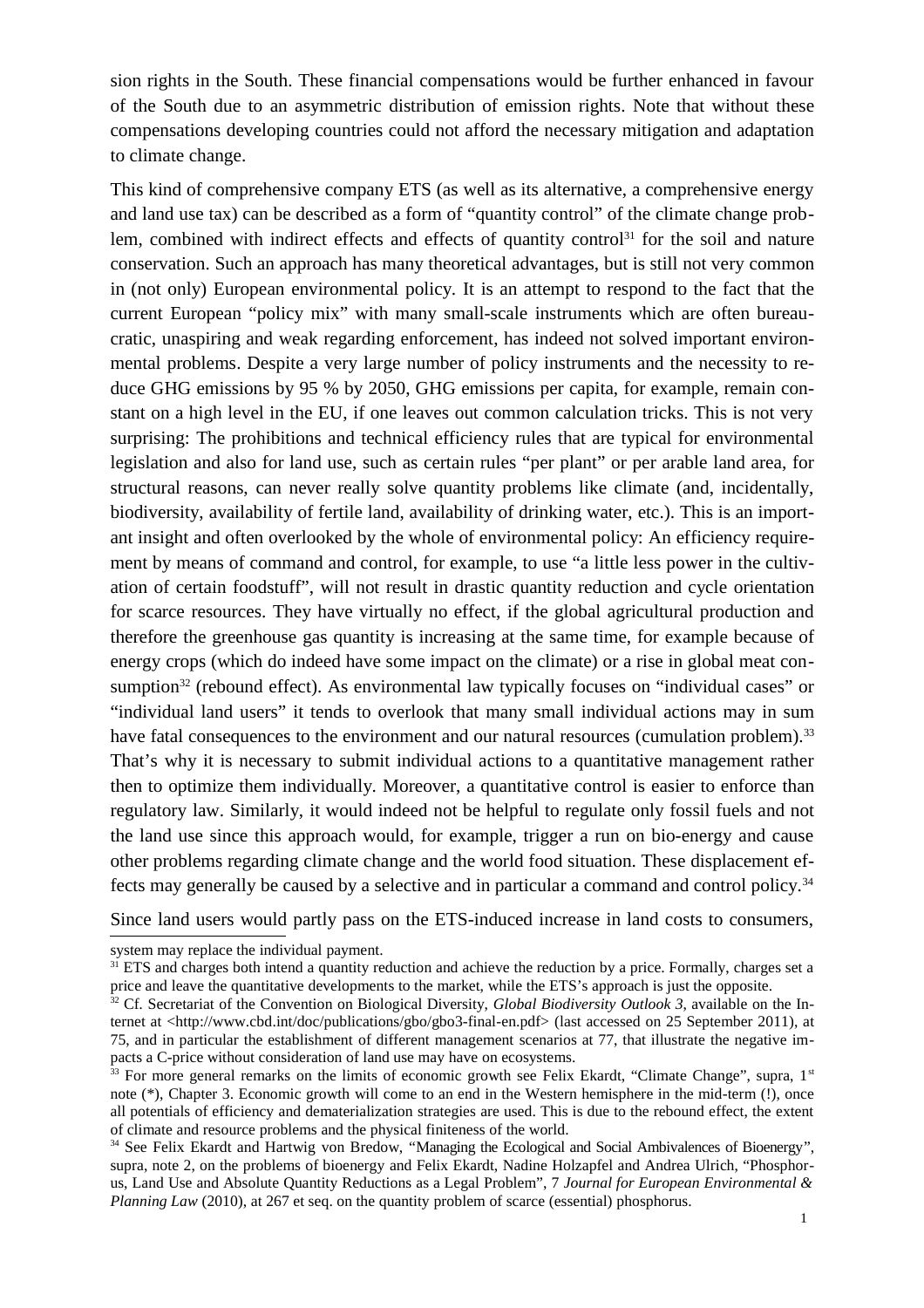sion rights in the South. These financial compensations would be further enhanced in favour of the South due to an asymmetric distribution of emission rights. Note that without these compensations developing countries could not afford the necessary mitigation and adaptation to climate change.

This kind of comprehensive company ETS (as well as its alternative, a comprehensive energy and land use tax) can be described as a form of "quantity control" of the climate change problem, combined with indirect effects and effects of quantity control[31] for the soil and nature conservation. Such an approach has many theoretical advantages, but is still not very common in (not only) European environmental policy. It is an attempt to respond to the fact that the current European "policy mix" with many small-scale instruments which are often bureaucratic, unaspiring and weak regarding enforcement, has indeed not solved important environmental problems. Despite a very large number of policy instruments and the necessity to reduce GHG emissions by 95 % by 2050, GHG emissions per capita, for example, remain constant on a high level in the EU, if one leaves out common calculation tricks. This is not very surprising: The prohibitions and technical efficiency rules that are typical for environmental legislation and also for land use, such as certain rules "per plant" or per arable land area, for structural reasons, can never really solve quantity problems like climate (and, incidentally, biodiversity, availability of fertile land, availability of drinking water, etc.). This is an important insight and often overlooked by the whole of environmental policy: An efficiency requirement by means of command and control, for example, to use "a little less power in the cultivation of certain foodstuff", will not result in drastic quantity reduction and cycle orientation for scarce resources. They have virtually no effect, if the global agricultural production and therefore the greenhouse gas quantity is increasing at the same time, for example because of energy crops (which do indeed have some impact on the climate) or a rise in global meat consumption[32] (rebound effect). As environmental law typically focuses on "individual cases" or "individual land users" it tends to overlook that many small individual actions may in sum have fatal consequences to the environment and our natural resources (cumulation problem).[33] That's why it is necessary to submit individual actions to a quantitative management rather then to optimize them individually. Moreover, a quantitative control is easier to enforce than regulatory law. Similarly, it would indeed not be helpful to regulate only fossil fuels and not the land use since this approach would, for example, trigger a run on bio-energy and cause other problems regarding climate change and the world food situation. These displacement effects may generally be caused by a selective and in particular a command and control policy.[34]

Since land users would partly pass on the ETS-induced increase in land costs to consumers,

---

system may replace the individual payment.

[31] ETS and charges both intend a quantity reduction and achieve the reduction by a price. Formally, charges set a price and leave the quantitative developments to the market, while the ETS's approach is just the opposite.

[32] Cf. Secretariat of the Convention on Biological Diversity, *Global Biodiversity Outlook 3*, available on the Internet at <http://www.cbd.int/doc/publications/gbo/gbo3-final-en.pdf> (last accessed on 25 September 2011), at 75, and in particular the establishment of different management scenarios at 77, that illustrate the negative impacts a C-price without consideration of land use may have on ecosystems.

[33] For more general remarks on the limits of economic growth see Felix Ekardt, "Climate Change", supra, 1st note (*), Chapter 3. Economic growth will come to an end in the Western hemisphere in the mid-term (!), once all potentials of efficiency and dematerialization strategies are used. This is due to the rebound effect, the extent of climate and resource problems and the physical finiteness of the world.

[34] See Felix Ekardt and Hartwig von Bredow, "Managing the Ecological and Social Ambivalences of Bioenergy", supra, note 2, on the problems of bioenergy and Felix Ekardt, Nadine Holzapfel and Andrea Ulrich, "Phosphorus, Land Use and Absolute Quantity Reductions as a Legal Problem", 7 *Journal for European Environmental & Planning Law* (2010), at 267 et seq. on the quantity problem of scarce (essential) phosphorus.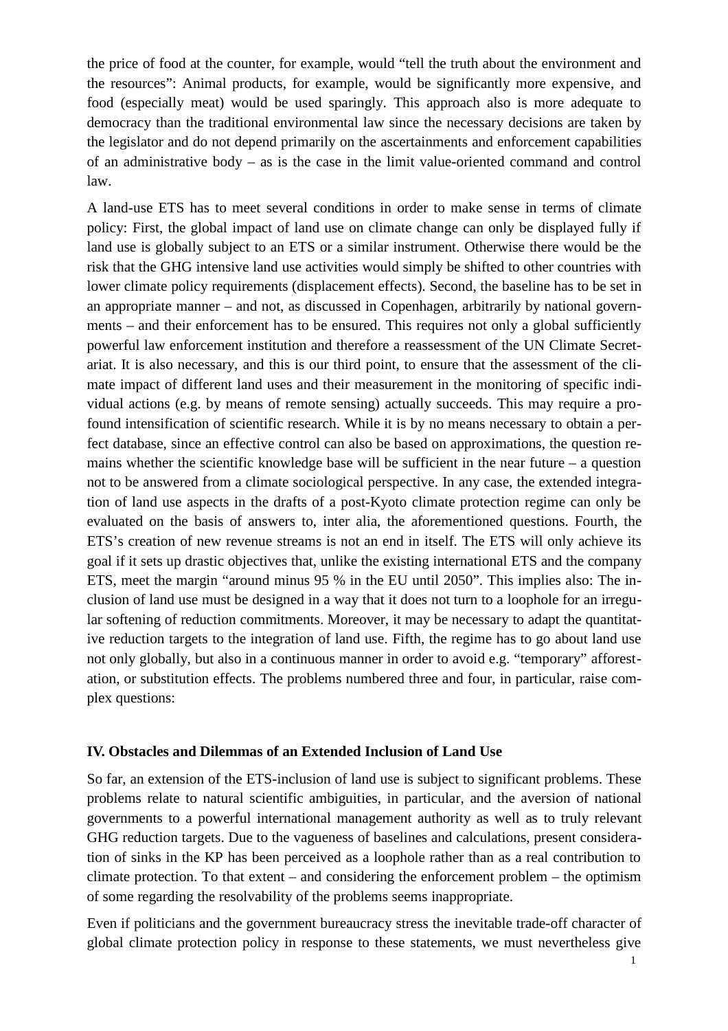the price of food at the counter, for example, would "tell the truth about the environment and the resources": Animal products, for example, would be significantly more expensive, and food (especially meat) would be used sparingly. This approach also is more adequate to democracy than the traditional environmental law since the necessary decisions are taken by the legislator and do not depend primarily on the ascertainments and enforcement capabilities of an administrative body – as is the case in the limit value-oriented command and control law.

A land-use ETS has to meet several conditions in order to make sense in terms of climate policy: First, the global impact of land use on climate change can only be displayed fully if land use is globally subject to an ETS or a similar instrument. Otherwise there would be the risk that the GHG intensive land use activities would simply be shifted to other countries with lower climate policy requirements (displacement effects). Second, the baseline has to be set in an appropriate manner – and not, as discussed in Copenhagen, arbitrarily by national governments – and their enforcement has to be ensured. This requires not only a global sufficiently powerful law enforcement institution and therefore a reassessment of the UN Climate Secretariat. It is also necessary, and this is our third point, to ensure that the assessment of the climate impact of different land uses and their measurement in the monitoring of specific individual actions (e.g. by means of remote sensing) actually succeeds. This may require a profound intensification of scientific research. While it is by no means necessary to obtain a perfect database, since an effective control can also be based on approximations, the question remains whether the scientific knowledge base will be sufficient in the near future – a question not to be answered from a climate sociological perspective. In any case, the extended integration of land use aspects in the drafts of a post-Kyoto climate protection regime can only be evaluated on the basis of answers to, inter alia, the aforementioned questions. Fourth, the ETS's creation of new revenue streams is not an end in itself. The ETS will only achieve its goal if it sets up drastic objectives that, unlike the existing international ETS and the company ETS, meet the margin "around minus 95 % in the EU until 2050". This implies also: The inclusion of land use must be designed in a way that it does not turn to a loophole for an irregular softening of reduction commitments. Moreover, it may be necessary to adapt the quantitative reduction targets to the integration of land use. Fifth, the regime has to go about land use not only globally, but also in a continuous manner in order to avoid e.g. "temporary" afforestation, or substitution effects. The problems numbered three and four, in particular, raise complex questions:

## IV. Obstacles and Dilemmas of an Extended Inclusion of Land Use

So far, an extension of the ETS-inclusion of land use is subject to significant problems. These problems relate to natural scientific ambiguities, in particular, and the aversion of national governments to a powerful international management authority as well as to truly relevant GHG reduction targets. Due to the vagueness of baselines and calculations, present consideration of sinks in the KP has been perceived as a loophole rather than as a real contribution to climate protection. To that extent – and considering the enforcement problem – the optimism of some regarding the resolvability of the problems seems inappropriate.

Even if politicians and the government bureaucracy stress the inevitable trade-off character of global climate protection policy in response to these statements, we must nevertheless give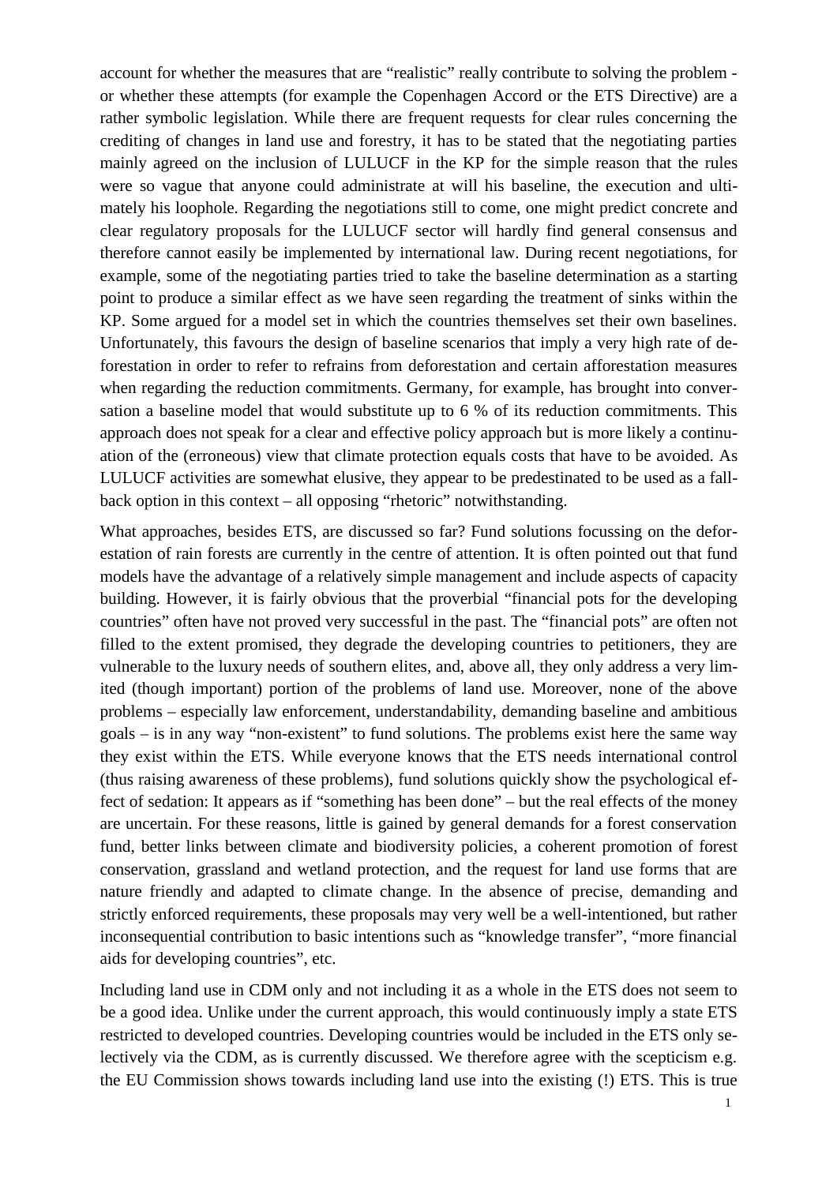account for whether the measures that are "realistic" really contribute to solving the problem - or whether these attempts (for example the Copenhagen Accord or the ETS Directive) are a rather symbolic legislation. While there are frequent requests for clear rules concerning the crediting of changes in land use and forestry, it has to be stated that the negotiating parties mainly agreed on the inclusion of LULUCF in the KP for the simple reason that the rules were so vague that anyone could administrate at will his baseline, the execution and ultimately his loophole. Regarding the negotiations still to come, one might predict concrete and clear regulatory proposals for the LULUCF sector will hardly find general consensus and therefore cannot easily be implemented by international law. During recent negotiations, for example, some of the negotiating parties tried to take the baseline determination as a starting point to produce a similar effect as we have seen regarding the treatment of sinks within the KP. Some argued for a model set in which the countries themselves set their own baselines. Unfortunately, this favours the design of baseline scenarios that imply a very high rate of deforestation in order to refer to refrains from deforestation and certain afforestation measures when regarding the reduction commitments. Germany, for example, has brought into conversation a baseline model that would substitute up to 6 % of its reduction commitments. This approach does not speak for a clear and effective policy approach but is more likely a continuation of the (erroneous) view that climate protection equals costs that have to be avoided. As LULUCF activities are somewhat elusive, they appear to be predestinated to be used as a fallback option in this context – all opposing "rhetoric" notwithstanding.

What approaches, besides ETS, are discussed so far? Fund solutions focussing on the deforestation of rain forests are currently in the centre of attention. It is often pointed out that fund models have the advantage of a relatively simple management and include aspects of capacity building. However, it is fairly obvious that the proverbial "financial pots for the developing countries" often have not proved very successful in the past. The "financial pots" are often not filled to the extent promised, they degrade the developing countries to petitioners, they are vulnerable to the luxury needs of southern elites, and, above all, they only address a very limited (though important) portion of the problems of land use. Moreover, none of the above problems – especially law enforcement, understandability, demanding baseline and ambitious goals – is in any way "non-existent" to fund solutions. The problems exist here the same way they exist within the ETS. While everyone knows that the ETS needs international control (thus raising awareness of these problems), fund solutions quickly show the psychological effect of sedation: It appears as if "something has been done" – but the real effects of the money are uncertain. For these reasons, little is gained by general demands for a forest conservation fund, better links between climate and biodiversity policies, a coherent promotion of forest conservation, grassland and wetland protection, and the request for land use forms that are nature friendly and adapted to climate change. In the absence of precise, demanding and strictly enforced requirements, these proposals may very well be a well-intentioned, but rather inconsequential contribution to basic intentions such as "knowledge transfer", "more financial aids for developing countries", etc.

Including land use in CDM only and not including it as a whole in the ETS does not seem to be a good idea. Unlike under the current approach, this would continuously imply a state ETS restricted to developed countries. Developing countries would be included in the ETS only selectively via the CDM, as is currently discussed. We therefore agree with the scepticism e.g. the EU Commission shows towards including land use into the existing (!) ETS. This is true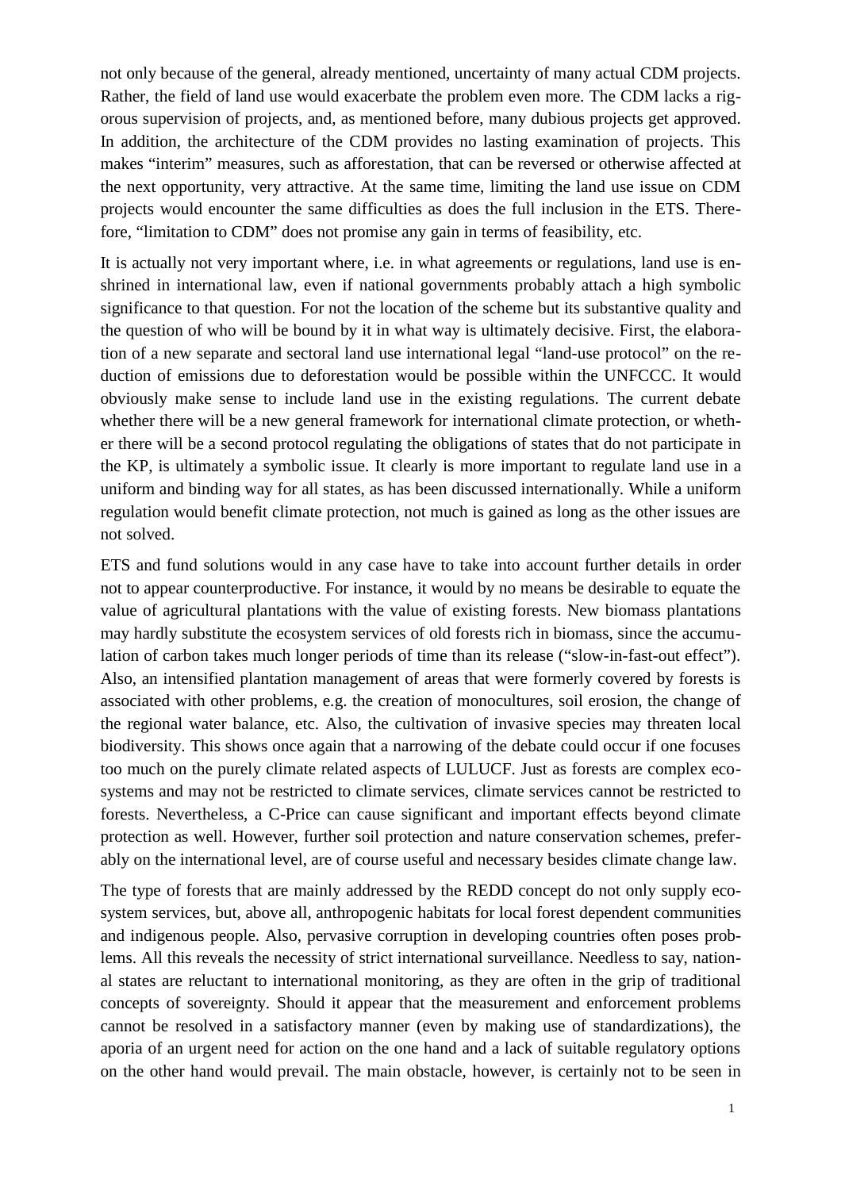not only because of the general, already mentioned, uncertainty of many actual CDM projects. Rather, the field of land use would exacerbate the problem even more. The CDM lacks a rigorous supervision of projects, and, as mentioned before, many dubious projects get approved. In addition, the architecture of the CDM provides no lasting examination of projects. This makes "interim" measures, such as afforestation, that can be reversed or otherwise affected at the next opportunity, very attractive. At the same time, limiting the land use issue on CDM projects would encounter the same difficulties as does the full inclusion in the ETS. Therefore, "limitation to CDM" does not promise any gain in terms of feasibility, etc.

It is actually not very important where, i.e. in what agreements or regulations, land use is enshrined in international law, even if national governments probably attach a high symbolic significance to that question. For not the location of the scheme but its substantive quality and the question of who will be bound by it in what way is ultimately decisive. First, the elaboration of a new separate and sectoral land use international legal "land-use protocol" on the reduction of emissions due to deforestation would be possible within the UNFCCC. It would obviously make sense to include land use in the existing regulations. The current debate whether there will be a new general framework for international climate protection, or whether there will be a second protocol regulating the obligations of states that do not participate in the KP, is ultimately a symbolic issue. It clearly is more important to regulate land use in a uniform and binding way for all states, as has been discussed internationally. While a uniform regulation would benefit climate protection, not much is gained as long as the other issues are not solved.

ETS and fund solutions would in any case have to take into account further details in order not to appear counterproductive. For instance, it would by no means be desirable to equate the value of agricultural plantations with the value of existing forests. New biomass plantations may hardly substitute the ecosystem services of old forests rich in biomass, since the accumulation of carbon takes much longer periods of time than its release ("slow-in-fast-out effect"). Also, an intensified plantation management of areas that were formerly covered by forests is associated with other problems, e.g. the creation of monocultures, soil erosion, the change of the regional water balance, etc. Also, the cultivation of invasive species may threaten local biodiversity. This shows once again that a narrowing of the debate could occur if one focuses too much on the purely climate related aspects of LULUCF. Just as forests are complex ecosystems and may not be restricted to climate services, climate services cannot be restricted to forests. Nevertheless, a C-Price can cause significant and important effects beyond climate protection as well. However, further soil protection and nature conservation schemes, preferably on the international level, are of course useful and necessary besides climate change law.

The type of forests that are mainly addressed by the REDD concept do not only supply ecosystem services, but, above all, anthropogenic habitats for local forest dependent communities and indigenous people. Also, pervasive corruption in developing countries often poses problems. All this reveals the necessity of strict international surveillance. Needless to say, national states are reluctant to international monitoring, as they are often in the grip of traditional concepts of sovereignty. Should it appear that the measurement and enforcement problems cannot be resolved in a satisfactory manner (even by making use of standardizations), the aporia of an urgent need for action on the one hand and a lack of suitable regulatory options on the other hand would prevail. The main obstacle, however, is certainly not to be seen in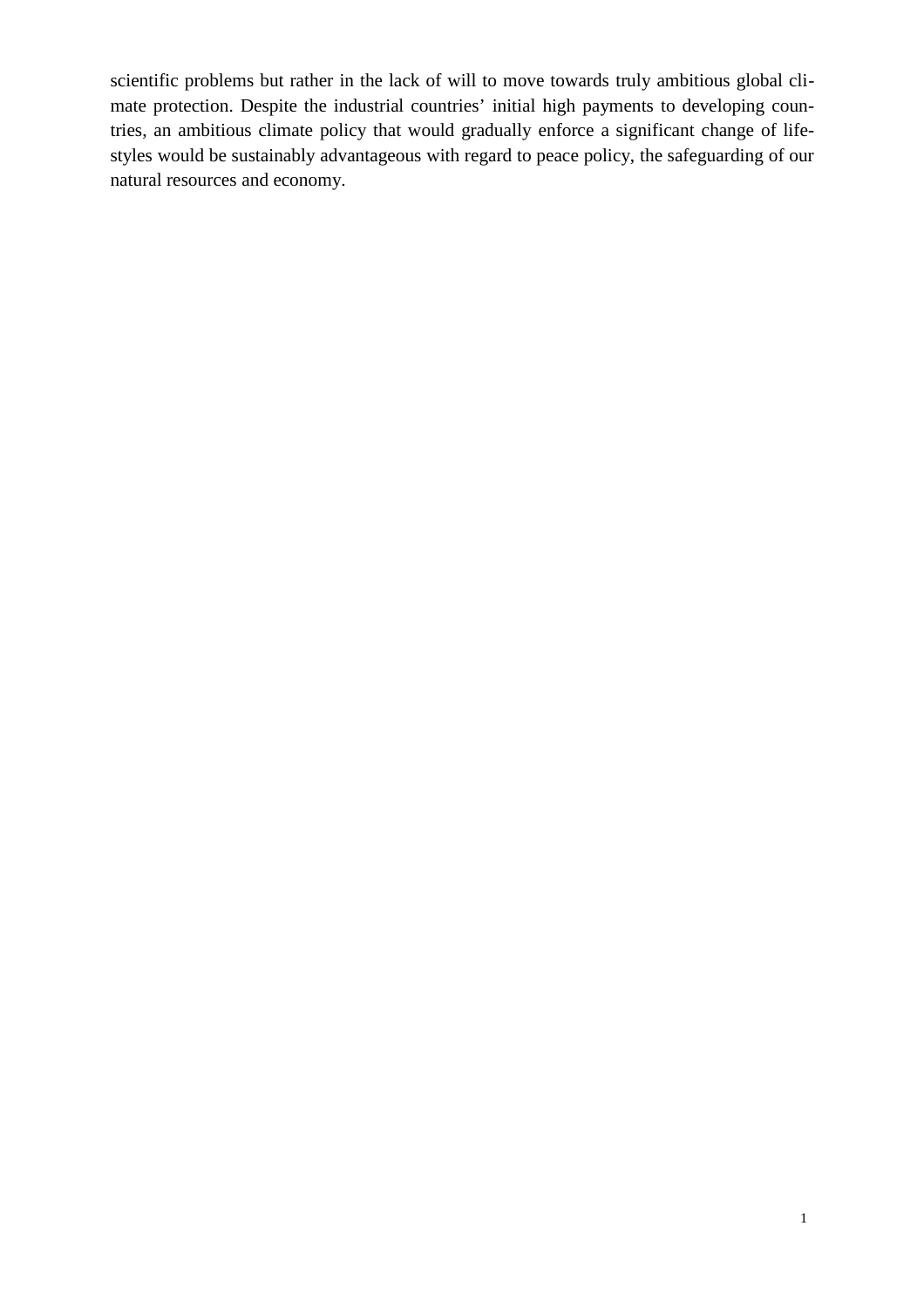scientific problems but rather in the lack of will to move towards truly ambitious global climate protection. Despite the industrial countries' initial high payments to developing countries, an ambitious climate policy that would gradually enforce a significant change of lifestyles would be sustainably advantageous with regard to peace policy, the safeguarding of our natural resources and economy.